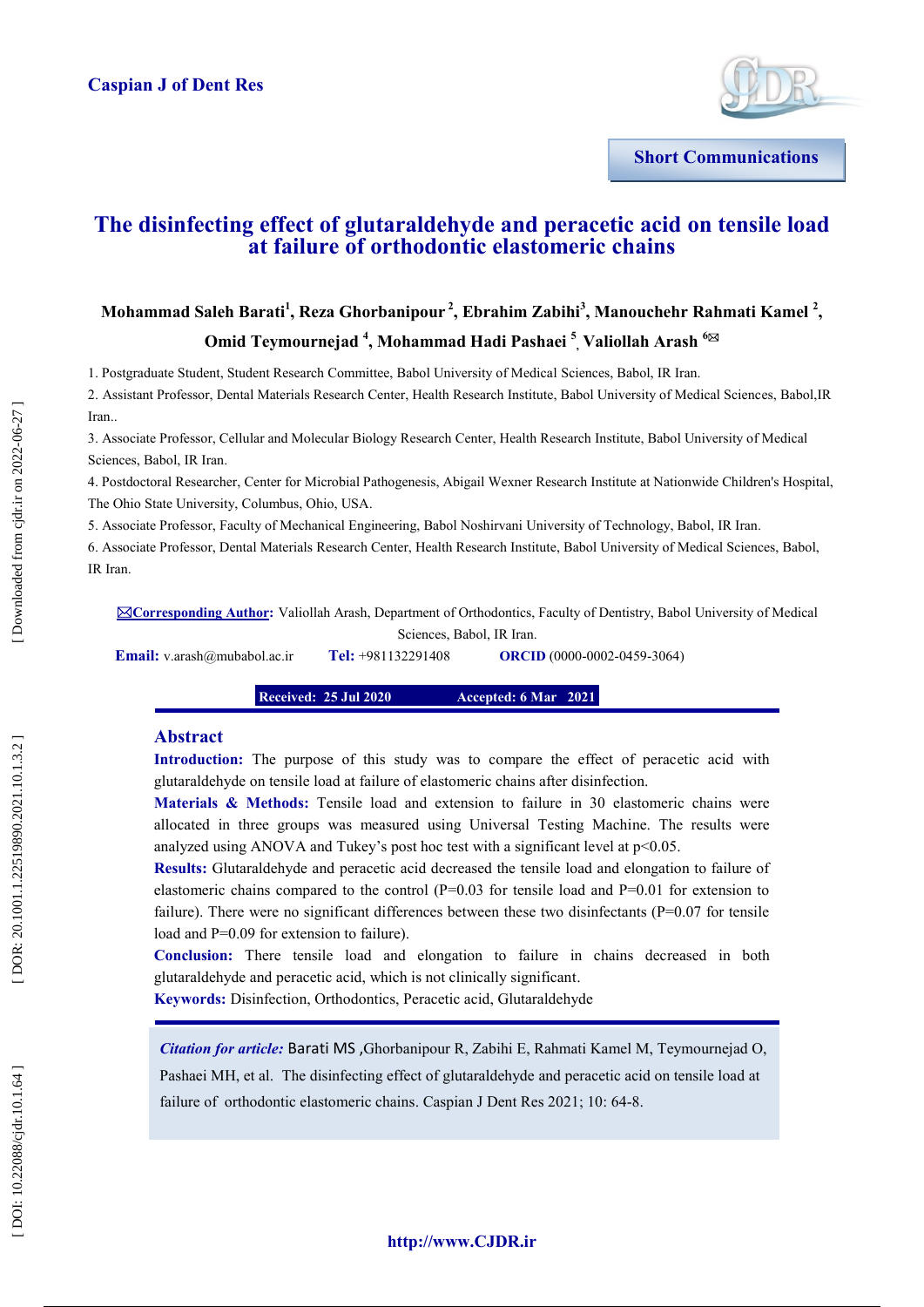Short Communications

# The disinfecting effect of glutaraldehyde and peracetic acid on tensile load at failure of orthodontic elastomeric chains

**Mohammad Saleh Barati[1], Reza Ghorbanipour [2], Ebrahim Zabihi[3], Manouchehr Rahmati Kamel [2], Omid Teymournejad [4], Mohammad Hadi Pashaei [5], Valiollah Arash [6]✉**

1. Postgraduate Student, Student Research Committee, Babol University of Medical Sciences, Babol, IR Iran.
2. Assistant Professor, Dental Materials Research Center, Health Research Institute, Babol University of Medical Sciences, Babol,IR Iran..
3. Associate Professor, Cellular and Molecular Biology Research Center, Health Research Institute, Babol University of Medical Sciences, Babol, IR Iran.
4. Postdoctoral Researcher, Center for Microbial Pathogenesis, Abigail Wexner Research Institute at Nationwide Children's Hospital, The Ohio State University, Columbus, Ohio, USA.
5. Associate Professor, Faculty of Mechanical Engineering, Babol Noshirvani University of Technology, Babol, IR Iran.
6. Associate Professor, Dental Materials Research Center, Health Research Institute, Babol University of Medical Sciences, Babol, IR Iran.

✉**Corresponding Author:** Valiollah Arash, Department of Orthodontics, Faculty of Dentistry, Babol University of Medical Sciences, Babol, IR Iran.

**Email:** v.arash@mubabol.ac.ir **Tel:** +981132291408 **ORCID** (0000-0002-0459-3064)

**Received: 25 Jul 2020** **Accepted: 6 Mar 2021**

## Abstract

**Introduction:** The purpose of this study was to compare the effect of peracetic acid with glutaraldehyde on tensile load at failure of elastomeric chains after disinfection.

**Materials & Methods:** Tensile load and extension to failure in 30 elastomeric chains were allocated in three groups was measured using Universal Testing Machine. The results were analyzed using ANOVA and Tukey's post hoc test with a significant level at $p<0.05$.

**Results:** Glutaraldehyde and peracetic acid decreased the tensile load and elongation to failure of elastomeric chains compared to the control ($P=0.03$ for tensile load and $P=0.01$ for extension to failure). There were no significant differences between these two disinfectants ($P=0.07$ for tensile load and $P=0.09$ for extension to failure).

**Conclusion:** There tensile load and elongation to failure in chains decreased in both glutaraldehyde and peracetic acid, which is not clinically significant.

**Keywords:** Disinfection, Orthodontics, Peracetic acid, Glutaraldehyde

*Citation for article:* Barati MS ,Ghorbanipour R, Zabihi E, Rahmati Kamel M, Teymournejad O, Pashaei MH, et al. The disinfecting effect of glutaraldehyde and peracetic acid on tensile load at failure of orthodontic elastomeric chains. Caspian J Dent Res 2021; 10: 64-8.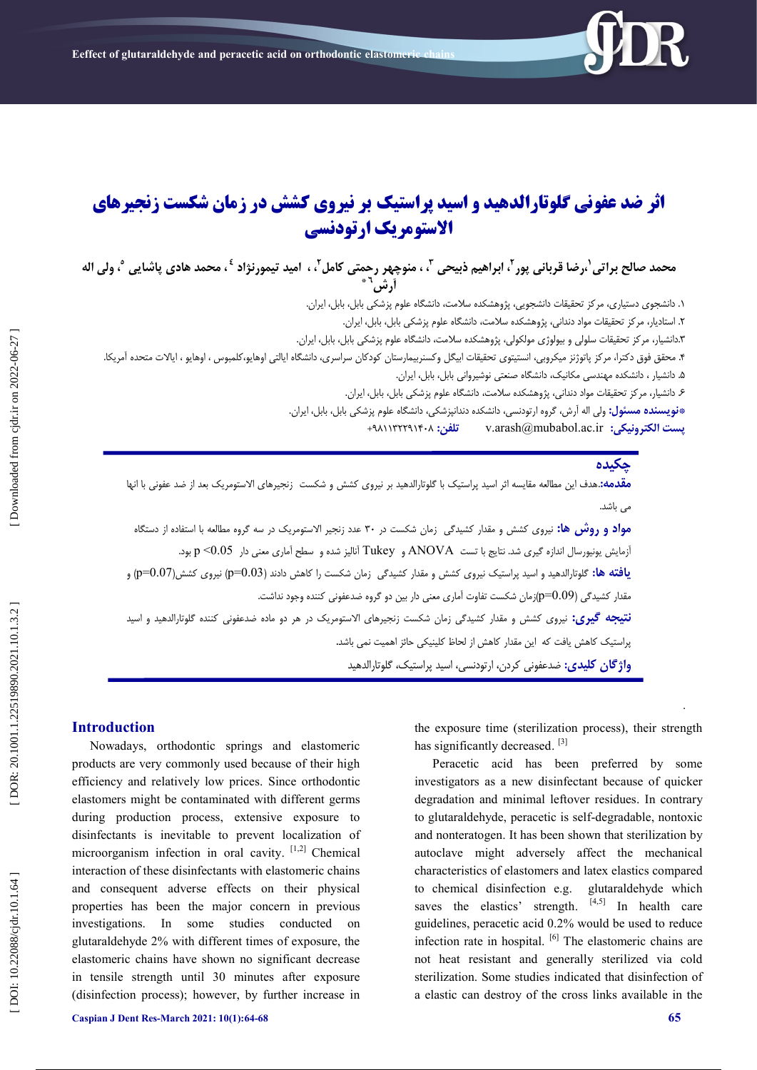# اثر ضد عفونی گلوتارالدهید و اسید پراستیک بر نیروی کشش در زمان شکست زنجیرهای الاستومریک ارتودنسی

محمد صالح براتی[1]،رضا قربانی پور[2]، ابراهیم ذبیحی [3] ، منوچهر رحمتی کامل[2]، امید تیمورنژاد [4] ، محمد هادی پاشایی [5]، ولی اله آرش[6]*

۱. دانشجوی دستیاری، مرکز تحقیقات دانشجویی، پژوهشکده سلامت، دانشگاه علوم پزشکی بابل، بابل، ایران.

۲. استادیار، مرکز تحقیقات مواد دندانی، پژوهشکده سلامت، دانشگاه علوم پزشکی بابل، بابل، ایران.

۳.دانشیار، مرکز تحقیقات سلولی و بیولوژی مولکولی، پژوهشکده سلامت، دانشگاه علوم پزشکی بابل، بابل، ایران.

۴. محقق فوق دکترا، مرکز پاتوژنز میکروبی، انستیتوی تحقیقات ابیگل وکسنربیمارستان کودکان سراسری، دانشگاه ایالتی اوهایو،کلمبوس ، اوهایو ، ایالات متحده آمریکا.

۵. دانشیار ، دانشکده مهندسی مکانیک، دانشگاه صنعتی نوشیروانی بابل، بابل، ایران.

۶. دانشیار، مرکز تحقیقات مواد دندانی، پژوهشکده سلامت، دانشگاه علوم پزشکی بابل، بابل، ایران.

*نویسنده مسئول: ولی اله آرش، گروه ارتودنسی، دانشکده دندانپزشکی، دانشگاه علوم پزشکی بابل، بابل، ایران.

پست الکترونیکی: v.arash@mubabol.ac.ir   تلفن: ۹۸۱۱۳۲۲۹۱۴۰۸+

## چکیده

**مقدمه:**هدف این مطالعه مقایسه اثر اسید پراستیک با گلوتارالدهید بر نیروی کشش و شکست زنجیرهای الاستومریک بعد از ضد عفونی با انها می باشد.

**مواد و روش ها:** نیروی کشش و مقدار کشیدگی زمان شکست در ۳۰ عدد زنجیر الاستومریک در سه گروه مطالعه با استفاده از دستگاه آزمایش یونیورسال اندازه گیری شد. نتایج با تست ANOVA و Tukey آنالیز شده و سطح آماری معنی دار $p < 0.05$ بود.

**یافته ها:** گلوتارالدهید و اسید پراستیک نیروی کشش و مقدار کشیدگی زمان شکست را کاهش دادند ($p=0.03$) نیروی کشش($p=0.07$) و مقدار کشیدگی ($p=0.09$)زمان شکست تفاوت آماری معنی دار بین دو گروه ضدعفونی کننده وجود نداشت.

**نتیجه گیری:** نیروی کشش و مقدار کشیدگی زمان شکست زنجیرهای الاستومریک در هر دو ماده ضدعفونی کننده گلوتارالدهید و اسید پراستیک کاهش یافت که این مقدار کاهش از لحاظ کلینیکی حائز اهمیت نمی باشد.

**واژگان کلیدی:** ضدعفونی کردن، ارتودنسی، اسید پراستیک، گلوتارالدهید

## Introduction

Nowadays, orthodontic springs and elastomeric products are very commonly used because of their high efficiency and relatively low prices. Since orthodontic elastomers might be contaminated with different germs during production process, extensive exposure to disinfectants is inevitable to prevent localization of microorganism infection in oral cavity. [1,2] Chemical interaction of these disinfectants with elastomeric chains and consequent adverse effects on their physical properties has been the major concern in previous investigations. In some studies conducted on glutaraldehyde 2% with different times of exposure, the elastomeric chains have shown no significant decrease in tensile strength until 30 minutes after exposure (disinfection process); however, by further increase in the exposure time (sterilization process), their strength has significantly decreased. [3]

Peracetic acid has been preferred by some investigators as a new disinfectant because of quicker degradation and minimal leftover residues. In contrary to glutaraldehyde, peracetic is self-degradable, nontoxic and nonteratogen. It has been shown that sterilization by autoclave might adversely affect the mechanical characteristics of elastomers and latex elastics compared to chemical disinfection e.g. glutaraldehyde which saves the elastics' strength. [4,5] In health care guidelines, peracetic acid 0.2% would be used to reduce infection rate in hospital. [6] The elastomeric chains are not heat resistant and generally sterilized via cold sterilization. Some studies indicated that disinfection of a elastic can destroy of the cross links available in the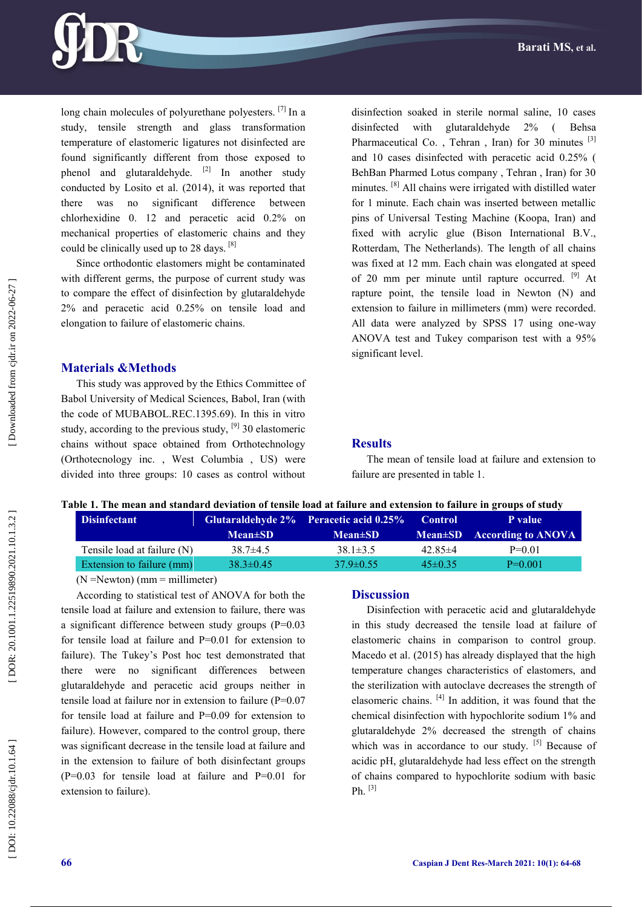long chain molecules of polyurethane polyesters. [7] In a study, tensile strength and glass transformation temperature of elastomeric ligatures not disinfected are found significantly different from those exposed to phenol and glutaraldehyde. [2] In another study conducted by Losito et al. (2014), it was reported that there was no significant difference between chlorhexidine 0. 12 and peracetic acid 0.2% on mechanical properties of elastomeric chains and they could be clinically used up to 28 days. [8]

Since orthodontic elastomers might be contaminated with different germs, the purpose of current study was to compare the effect of disinfection by glutaraldehyde 2% and peracetic acid 0.25% on tensile load and elongation to failure of elastomeric chains.

## Materials &Methods

This study was approved by the Ethics Committee of Babol University of Medical Sciences, Babol, Iran (with the code of MUBABOL.REC.1395.69). In this in vitro study, according to the previous study, [9] 30 elastomeric chains without space obtained from Orthotechnology (Orthotecnology inc. , West Columbia , US) were divided into three groups: 10 cases as control without disinfection soaked in sterile normal saline, 10 cases disinfected with glutaraldehyde 2% ( Behsa Pharmaceutical Co. , Tehran , Iran) for 30 minutes [3] and 10 cases disinfected with peracetic acid 0.25% ( BehBan Pharmed Lotus company , Tehran , Iran) for 30 minutes. [8] All chains were irrigated with distilled water for 1 minute. Each chain was inserted between metallic pins of Universal Testing Machine (Koopa, Iran) and fixed with acrylic glue (Bison International B.V., Rotterdam, The Netherlands). The length of all chains was fixed at 12 mm. Each chain was elongated at speed of 20 mm per minute until rapture occurred. [9] At rapture point, the tensile load in Newton (N) and extension to failure in millimeters (mm) were recorded. All data were analyzed by SPSS 17 using one-way ANOVA test and Tukey comparison test with a 95% significant level.

## Results

The mean of tensile load at failure and extension to failure are presented in table 1.

**Table 1. The mean and standard deviation of tensile load at failure and extension to failure in groups of study**

| Disinfectant | Glutaraldehyde 2% Mean±SD | Peracetic acid 0.25% Mean±SD | Control Mean±SD | P value According to ANOVA |
|---|---|---|---|---|
| Tensile load at failure (N) | 38.7±4.5 | 38.1±3.5 | 42.85±4 | P=0.01 |
| Extension to failure (mm) | 38.3±0.45 | 37.9±0.55 | 45±0.35 | P=0.001 |

(N =Newton) (mm = millimeter)

According to statistical test of ANOVA for both the tensile load at failure and extension to failure, there was a significant difference between study groups (P=0.03 for tensile load at failure and P=0.01 for extension to failure). The Tukey's Post hoc test demonstrated that there were no significant differences between glutaraldehyde and peracetic acid groups neither in tensile load at failure nor in extension to failure (P=0.07 for tensile load at failure and P=0.09 for extension to failure). However, compared to the control group, there was significant decrease in the tensile load at failure and in the extension to failure of both disinfectant groups (P=0.03 for tensile load at failure and P=0.01 for extension to failure).

## Discussion

Disinfection with peracetic acid and glutaraldehyde in this study decreased the tensile load at failure of elastomeric chains in comparison to control group. Macedo et al. (2015) has already displayed that the high temperature changes characteristics of elastomers, and the sterilization with autoclave decreases the strength of elasomeric chains. [4] In addition, it was found that the chemical disinfection with hypochlorite sodium 1% and glutaraldehyde 2% decreased the strength of chains which was in accordance to our study. [5] Because of acidic pH, glutaraldehyde had less effect on the strength of chains compared to hypochlorite sodium with basic Ph. [3]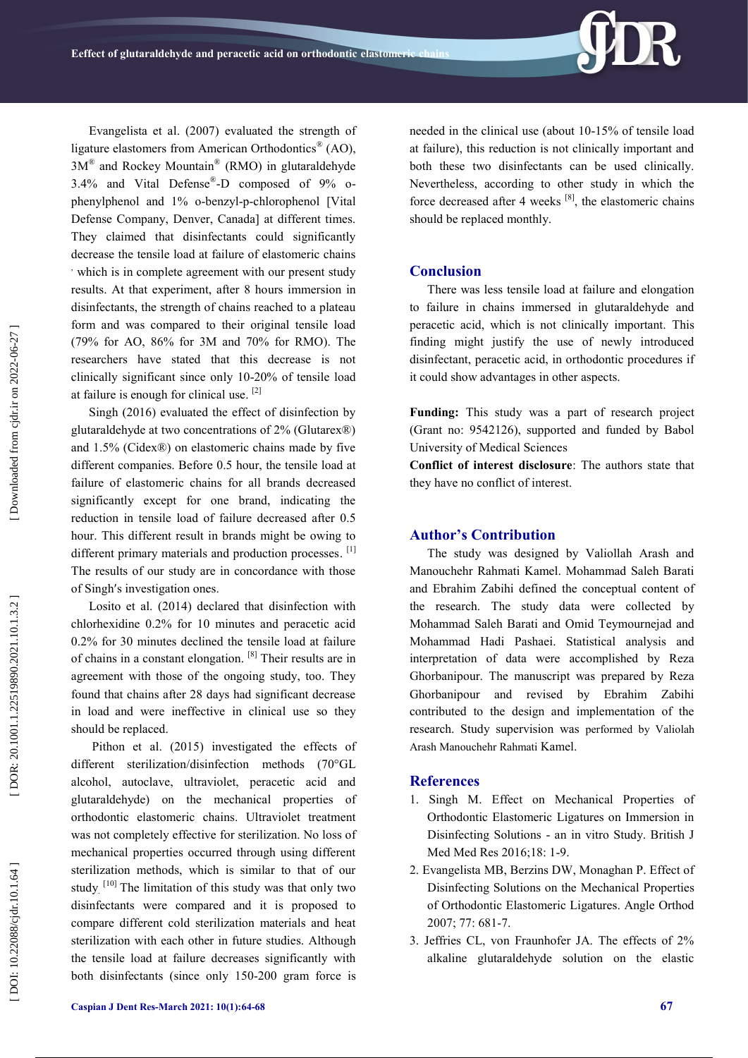Evangelista et al. (2007) evaluated the strength of ligature elastomers from American Orthodontics® (AO), 3M® and Rockey Mountain® (RMO) in glutaraldehyde 3.4% and Vital Defense®-D composed of 9% o-phenylphenol and 1% o-benzyl-p-chlorophenol [Vital Defense Company, Denver, Canada] at different times. They claimed that disinfectants could significantly decrease the tensile load at failure of elastomeric chains which is in complete agreement with our present study results. At that experiment, after 8 hours immersion in disinfectants, the strength of chains reached to a plateau form and was compared to their original tensile load (79% for AO, 86% for 3M and 70% for RMO). The researchers have stated that this decrease is not clinically significant since only 10-20% of tensile load at failure is enough for clinical use. [2]

Singh (2016) evaluated the effect of disinfection by glutaraldehyde at two concentrations of 2% (Glutarex®) and 1.5% (Cidex®) on elastomeric chains made by five different companies. Before 0.5 hour, the tensile load at failure of elastomeric chains for all brands decreased significantly except for one brand, indicating the reduction in tensile load of failure decreased after 0.5 hour. This different result in brands might be owing to different primary materials and production processes. [1] The results of our study are in concordance with those of Singh's investigation ones.

Losito et al. (2014) declared that disinfection with chlorhexidine 0.2% for 10 minutes and peracetic acid 0.2% for 30 minutes declined the tensile load at failure of chains in a constant elongation. [8] Their results are in agreement with those of the ongoing study, too. They found that chains after 28 days had significant decrease in load and were ineffective in clinical use so they should be replaced.

Pithon et al. (2015) investigated the effects of different sterilization/disinfection methods (70°GL alcohol, autoclave, ultraviolet, peracetic acid and glutaraldehyde) on the mechanical properties of orthodontic elastomeric chains. Ultraviolet treatment was not completely effective for sterilization. No loss of mechanical properties occurred through using different sterilization methods, which is similar to that of our study. [10] The limitation of this study was that only two disinfectants were compared and it is proposed to compare different cold sterilization materials and heat sterilization with each other in future studies. Although the tensile load at failure decreases significantly with both disinfectants (since only 150-200 gram force is needed in the clinical use (about 10-15% of tensile load at failure), this reduction is not clinically important and both these two disinfectants can be used clinically. Nevertheless, according to other study in which the force decreased after 4 weeks [8], the elastomeric chains should be replaced monthly.

## Conclusion

There was less tensile load at failure and elongation to failure in chains immersed in glutaraldehyde and peracetic acid, which is not clinically important. This finding might justify the use of newly introduced disinfectant, peracetic acid, in orthodontic procedures if it could show advantages in other aspects.

**Funding:** This study was a part of research project (Grant no: 9542126), supported and funded by Babol University of Medical Sciences

**Conflict of interest disclosure**: The authors state that they have no conflict of interest.

## Author's Contribution

The study was designed by Valiollah Arash and Manouchehr Rahmati Kamel. Mohammad Saleh Barati and Ebrahim Zabihi defined the conceptual content of the research. The study data were collected by Mohammad Saleh Barati and Omid Teymournejad and Mohammad Hadi Pashaei. Statistical analysis and interpretation of data were accomplished by Reza Ghorbanipour. The manuscript was prepared by Reza Ghorbanipour and revised by Ebrahim Zabihi contributed to the design and implementation of the research. Study supervision was performed by Valiolah Arash Manouchehr Rahmati Kamel.

## References

1. Singh M. Effect on Mechanical Properties of Orthodontic Elastomeric Ligatures on Immersion in Disinfecting Solutions - an in vitro Study. British J Med Med Res 2016;18: 1-9.
2. Evangelista MB, Berzins DW, Monaghan P. Effect of Disinfecting Solutions on the Mechanical Properties of Orthodontic Elastomeric Ligatures. Angle Orthod 2007; 77: 681-7.
3. Jeffries CL, von Fraunhofer JA. The effects of 2% alkaline glutaraldehyde solution on the elastic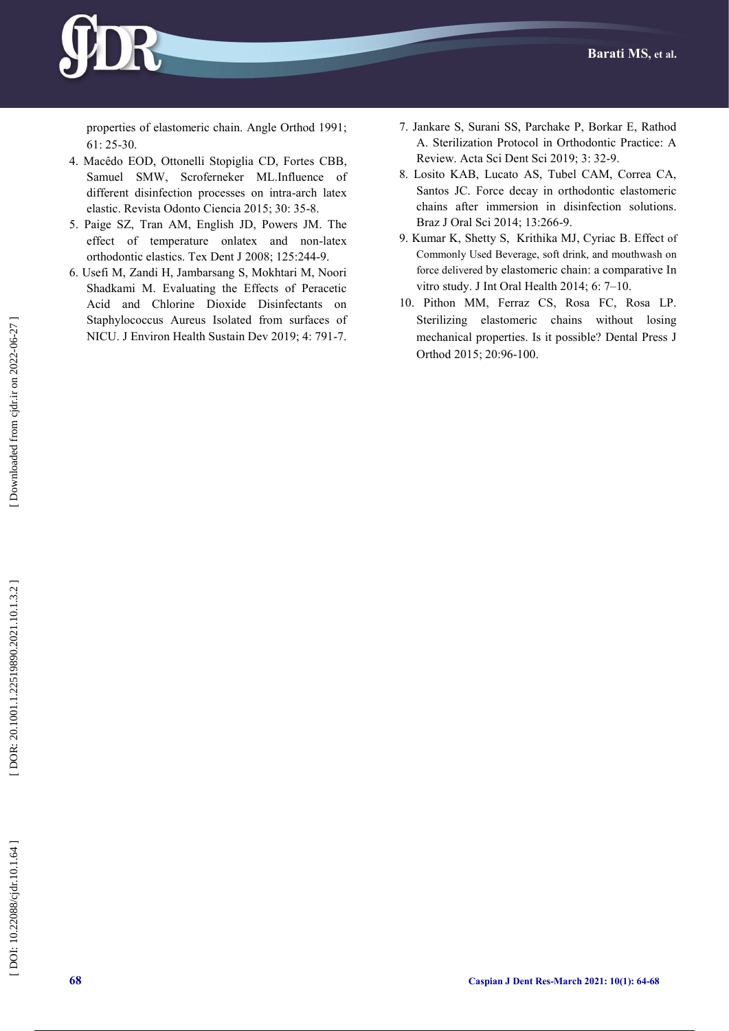properties of elastomeric chain. Angle Orthod 1991; 61: 25-30.

4. Macêdo EOD, Ottonelli Stopiglia CD, Fortes CBB, Samuel SMW, Scroferneker ML.Influence of different disinfection processes on intra-arch latex elastic. Revista Odonto Ciencia 2015; 30: 35-8.
5. Paige SZ, Tran AM, English JD, Powers JM. The effect of temperature onlatex and non-latex orthodontic elastics. Tex Dent J 2008; 125:244-9.
6. Usefi M, Zandi H, Jambarsang S, Mokhtari M, Noori Shadkami M. Evaluating the Effects of Peracetic Acid and Chlorine Dioxide Disinfectants on Staphylococcus Aureus Isolated from surfaces of NICU. J Environ Health Sustain Dev 2019; 4: 791-7.
7. Jankare S, Surani SS, Parchake P, Borkar E, Rathod A. Sterilization Protocol in Orthodontic Practice: A Review. Acta Sci Dent Sci 2019; 3: 32-9.
8. Losito KAB, Lucato AS, Tubel CAM, Correa CA, Santos JC. Force decay in orthodontic elastomeric chains after immersion in disinfection solutions. Braz J Oral Sci 2014; 13:266-9.
9. Kumar K, Shetty S, Krithika MJ, Cyriac B. Effect of Commonly Used Beverage, soft drink, and mouthwash on force delivered by elastomeric chain: a comparative In vitro study. J Int Oral Health 2014; 6: 7–10.
10. Pithon MM, Ferraz CS, Rosa FC, Rosa LP. Sterilizing elastomeric chains without losing mechanical properties. Is it possible? Dental Press J Orthod 2015; 20:96-100.